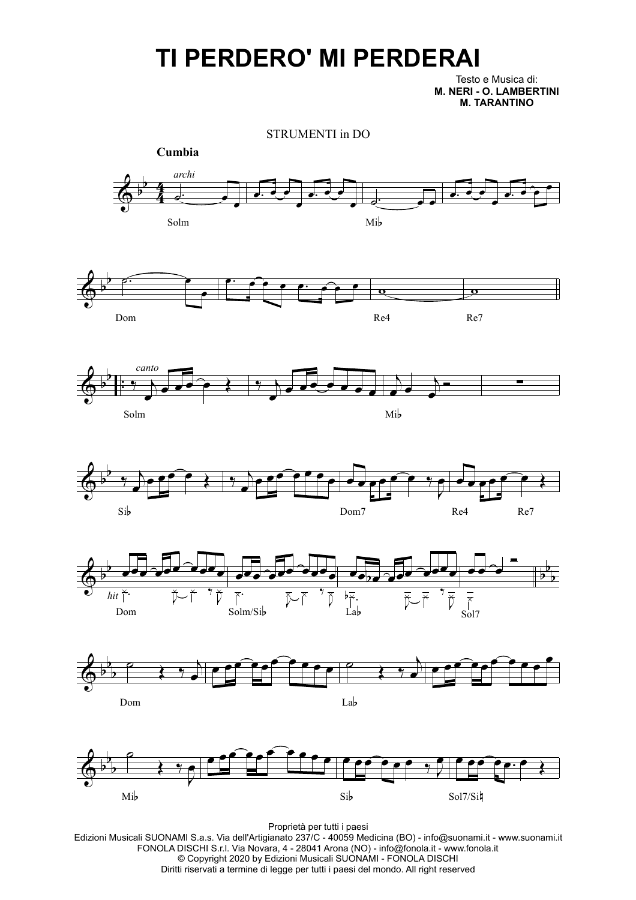# TI PERDERO' MI PERDERAI

Testo e Musica di:
**M. NERI - O. LAMBERTINI**
**M. TARANTINO**

STRUMENTI in DO

**Cumbia**

*archi*

Solm — Mi♭

Dom — Re4 — Re7

*canto*

Solm — Mi♭

Si♭ — Dom7 — Re4 — Re7

*hit*

Dom — Solm/Si♭ — La♭ — Sol7

Dom — La♭

Mi♭ — Si♭ — Sol7/Si♮

Proprietà per tutti i paesi
Edizioni Musicali SUONAMI S.a.s. Via dell'Artigianato 237/C - 40059 Medicina (BO) - info@suonami.it - www.suonami.it
FONOLA DISCHI S.r.l. Via Novara, 4 - 28041 Arona (NO) - info@fonola.it - www.fonola.it
© Copyright 2020 by Edizioni Musicali SUONAMI - FONOLA DISCHI
Diritti riservati a termine di legge per tutti i paesi del mondo. All right reserved